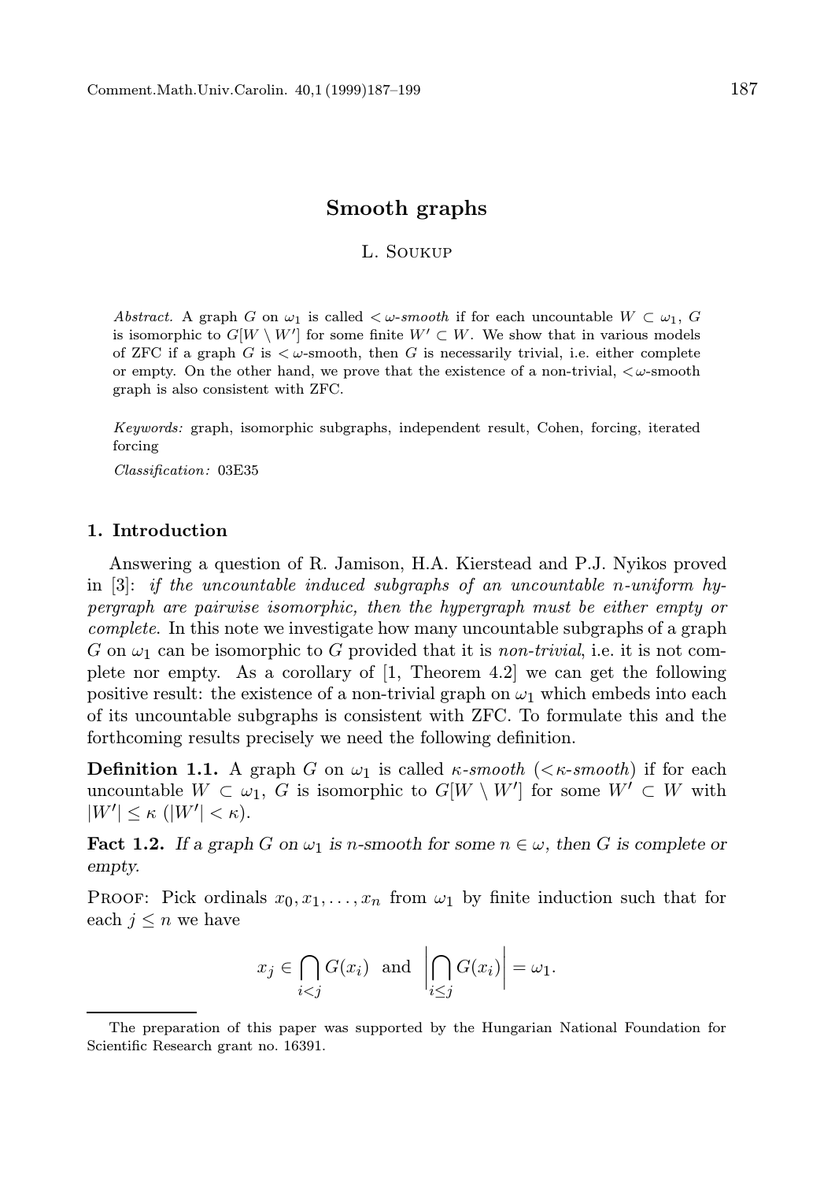# Smooth graphs

L. Soukup

*Abstract.* A graph $G$ on $\omega_1$ is called $<\omega$*-smooth* if for each uncountable $W \subset \omega_1$, $G$ is isomorphic to $G[W \setminus W']$ for some finite $W' \subset W$. We show that in various models of ZFC if a graph $G$ is $<\omega$-smooth, then $G$ is necessarily trivial, i.e. either complete or empty. On the other hand, we prove that the existence of a non-trivial, $<\omega$-smooth graph is also consistent with ZFC.

*Keywords:* graph, isomorphic subgraphs, independent result, Cohen, forcing, iterated forcing

*Classification:* 03E35

## 1. Introduction

Answering a question of R. Jamison, H.A. Kierstead and P.J. Nyikos proved in [3]: *if the uncountable induced subgraphs of an uncountable $n$-uniform hypergraph are pairwise isomorphic, then the hypergraph must be either empty or complete*. In this note we investigate how many uncountable subgraphs of a graph $G$ on $\omega_1$ can be isomorphic to $G$ provided that it is *non-trivial*, i.e. it is not complete nor empty. As a corollary of [1, Theorem 4.2] we can get the following positive result: the existence of a non-trivial graph on $\omega_1$ which embeds into each of its uncountable subgraphs is consistent with ZFC. To formulate this and the forthcoming results precisely we need the following definition.

**Definition 1.1.** A graph $G$ on $\omega_1$ is called $\kappa$*-smooth* ($<\kappa$*-smooth*) if for each uncountable $W \subset \omega_1$, $G$ is isomorphic to $G[W \setminus W']$ for some $W' \subset W$ with $|W'| \leq \kappa$ ($|W'| < \kappa$).

**Fact 1.2.** *If a graph $G$ on $\omega_1$ is $n$-smooth for some $n \in \omega$, then $G$ is complete or empty.*

Proof: Pick ordinals $x_0, x_1, \ldots, x_n$ from $\omega_1$ by finite induction such that for each $j \leq n$ we have

$$x_j \in \bigcap_{i<j} G(x_i) \quad \text{and} \quad \left| \bigcap_{i \leq j} G(x_i) \right| = \omega_1.$$

The preparation of this paper was supported by the Hungarian National Foundation for Scientific Research grant no. 16391.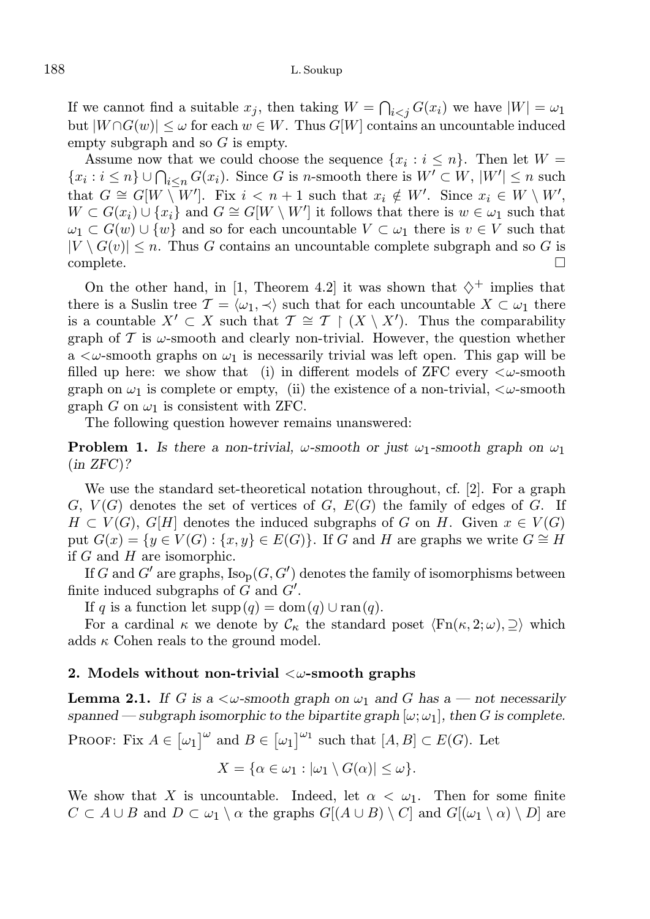If we cannot find a suitable $x_j$, then taking $W = \bigcap_{i<j} G(x_i)$ we have $|W| = \omega_1$ but $|W \cap G(w)| \le \omega$ for each $w \in W$. Thus $G[W]$ contains an uncountable induced empty subgraph and so $G$ is empty.

Assume now that we could choose the sequence $\{x_i : i \le n\}$. Then let $W = \{x_i : i \le n\} \cup \bigcap_{i \le n} G(x_i)$. Since $G$ is $n$-smooth there is $W' \subset W$, $|W'| \le n$ such that $G \cong G[W \setminus W']$. Fix $i < n+1$ such that $x_i \notin W'$. Since $x_i \in W \setminus W'$, $W \subset G(x_i) \cup \{x_i\}$ and $G \cong G[W \setminus W']$ it follows that there is $w \in \omega_1$ such that $\omega_1 \subset G(w) \cup \{w\}$ and so for each uncountable $V \subset \omega_1$ there is $v \in V$ such that $|V \setminus G(v)| \le n$. Thus $G$ contains an uncountable complete subgraph and so $G$ is complete. $\square$

On the other hand, in [1, Theorem 4.2] it was shown that $\diamondsuit^+$ implies that there is a Suslin tree $\mathcal{T} = \langle \omega_1, \prec \rangle$ such that for each uncountable $X \subset \omega_1$ there is a countable $X' \subset X$ such that $\mathcal{T} \cong \mathcal{T} \restriction (X \setminus X')$. Thus the comparability graph of $\mathcal{T}$ is $\omega$-smooth and clearly non-trivial. However, the question whether a $<\omega$-smooth graphs on $\omega_1$ is necessarily trivial was left open. This gap will be filled up here: we show that (i) in different models of ZFC every $<\omega$-smooth graph on $\omega_1$ is complete or empty, (ii) the existence of a non-trivial, $<\omega$-smooth graph $G$ on $\omega_1$ is consistent with ZFC.

The following question however remains unanswered:

**Problem 1.** *Is there a non-trivial, $\omega$-smooth or just $\omega_1$-smooth graph on $\omega_1$ (in ZFC)?*

We use the standard set-theoretical notation throughout, cf. [2]. For a graph $G$, $V(G)$ denotes the set of vertices of $G$, $E(G)$ the family of edges of $G$. If $H \subset V(G)$, $G[H]$ denotes the induced subgraphs of $G$ on $H$. Given $x \in V(G)$ put $G(x) = \{y \in V(G) : \{x, y\} \in E(G)\}$. If $G$ and $H$ are graphs we write $G \cong H$ if $G$ and $H$ are isomorphic.

If $G$ and $G'$ are graphs, $\mathrm{Iso_p}(G, G')$ denotes the family of isomorphisms between finite induced subgraphs of $G$ and $G'$.

If $q$ is a function let $\mathrm{supp}(q) = \mathrm{dom}(q) \cup \mathrm{ran}(q)$.

For a cardinal $\kappa$ we denote by $\mathcal{C}_\kappa$ the standard poset $\langle \mathrm{Fn}(\kappa, 2; \omega), \supseteq \rangle$ which adds $\kappa$ Cohen reals to the ground model.

## 2. Models without non-trivial $<\omega$-smooth graphs

**Lemma 2.1.** *If $G$ is a $<\omega$-smooth graph on $\omega_1$ and $G$ has a — not necessarily spanned — subgraph isomorphic to the bipartite graph $[\omega; \omega_1]$, then $G$ is complete.*

Proof: Fix $A \in [\omega_1]^\omega$ and $B \in [\omega_1]^{\omega_1}$ such that $[A, B] \subset E(G)$. Let

$$X = \{\alpha \in \omega_1 : |\omega_1 \setminus G(\alpha)| \le \omega\}.$$

We show that $X$ is uncountable. Indeed, let $\alpha < \omega_1$. Then for some finite $C \subset A \cup B$ and $D \subset \omega_1 \setminus \alpha$ the graphs $G[(A \cup B) \setminus C]$ and $G[(\omega_1 \setminus \alpha) \setminus D]$ are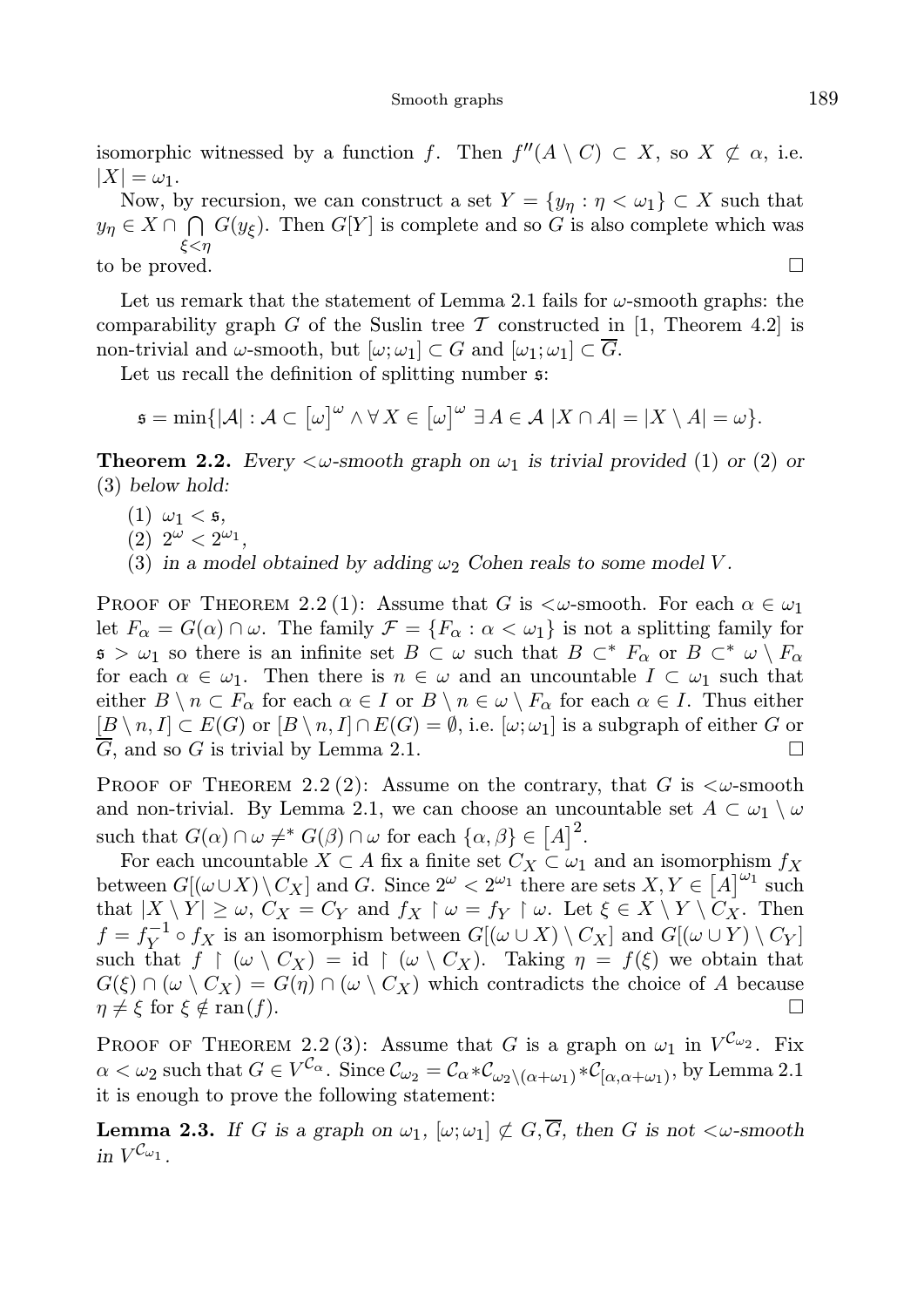isomorphic witnessed by a function $f$. Then $f''(A \setminus C) \subset X$, so $X \not\subset \alpha$, i.e. $|X| = \omega_1$.

Now, by recursion, we can construct a set $Y = \{y_\eta : \eta < \omega_1\} \subset X$ such that $y_\eta \in X \cap \bigcap_{\xi<\eta} G(y_\xi)$. Then $G[Y]$ is complete and so $G$ is also complete which was to be proved. □

Let us remark that the statement of Lemma 2.1 fails for $\omega$-smooth graphs: the comparability graph $G$ of the Suslin tree $\mathcal{T}$ constructed in [1, Theorem 4.2] is non-trivial and $\omega$-smooth, but $[\omega;\omega_1] \subset G$ and $[\omega_1;\omega_1] \subset \overline{G}$.

Let us recall the definition of splitting number $\mathfrak{s}$:

$$\mathfrak{s} = \min\{|\mathcal{A}| : \mathcal{A} \subset \left[\omega\right]^{\omega} \wedge \forall\, X \in \left[\omega\right]^{\omega}\ \exists\, A \in \mathcal{A}\ |X \cap A| = |X \setminus A| = \omega\}.$$

**Theorem 2.2.** *Every $<\omega$-smooth graph on $\omega_1$ is trivial provided* (1) *or* (2) *or* (3) *below hold:*

1. $\omega_1 < \mathfrak{s}$,
2. $2^\omega < 2^{\omega_1}$,
3. *in a model obtained by adding $\omega_2$ Cohen reals to some model $V$.*

Proof of Theorem 2.2 (1): Assume that $G$ is $<\omega$-smooth. For each $\alpha \in \omega_1$ let $F_\alpha = G(\alpha) \cap \omega$. The family $\mathcal{F} = \{F_\alpha : \alpha < \omega_1\}$ is not a splitting family for $\mathfrak{s} > \omega_1$ so there is an infinite set $B \subset \omega$ such that $B \subset^* F_\alpha$ or $B \subset^* \omega \setminus F_\alpha$ for each $\alpha \in \omega_1$. Then there is $n \in \omega$ and an uncountable $I \subset \omega_1$ such that either $B \setminus n \subset F_\alpha$ for each $\alpha \in I$ or $B \setminus n \in \omega \setminus F_\alpha$ for each $\alpha \in I$. Thus either $[B \setminus n, I] \subset E(G)$ or $[B \setminus n, I] \cap E(G) = \emptyset$, i.e. $[\omega;\omega_1]$ is a subgraph of either $G$ or $\overline{G}$, and so $G$ is trivial by Lemma 2.1. □

Proof of Theorem 2.2 (2): Assume on the contrary, that $G$ is $<\omega$-smooth and non-trivial. By Lemma 2.1, we can choose an uncountable set $A \subset \omega_1 \setminus \omega$ such that $G(\alpha) \cap \omega \neq^* G(\beta) \cap \omega$ for each $\{\alpha, \beta\} \in \left[A\right]^2$.

For each uncountable $X \subset A$ fix a finite set $C_X \subset \omega_1$ and an isomorphism $f_X$ between $G[(\omega \cup X) \setminus C_X]$ and $G$. Since $2^\omega < 2^{\omega_1}$ there are sets $X, Y \in \left[A\right]^{\omega_1}$ such that $|X \setminus Y| \geq \omega$, $C_X = C_Y$ and $f_X \restriction \omega = f_Y \restriction \omega$. Let $\xi \in X \setminus Y \setminus C_X$. Then $f = f_Y^{-1} \circ f_X$ is an isomorphism between $G[(\omega \cup X) \setminus C_X]$ and $G[(\omega \cup Y) \setminus C_Y]$ such that $f \restriction (\omega \setminus C_X) = \mathrm{id} \restriction (\omega \setminus C_X)$. Taking $\eta = f(\xi)$ we obtain that $G(\xi) \cap (\omega \setminus C_X) = G(\eta) \cap (\omega \setminus C_X)$ which contradicts the choice of $A$ because $\eta \neq \xi$ for $\xi \notin \mathrm{ran}(f)$. □

Proof of Theorem 2.2 (3): Assume that $G$ is a graph on $\omega_1$ in $V^{\mathcal{C}_{\omega_2}}$. Fix $\alpha < \omega_2$ such that $G \in V^{\mathcal{C}_\alpha}$. Since $\mathcal{C}_{\omega_2} = \mathcal{C}_\alpha * \mathcal{C}_{\omega_2 \setminus (\alpha+\omega_1)} * \mathcal{C}_{[\alpha, \alpha+\omega_1)}$, by Lemma 2.1 it is enough to prove the following statement:

**Lemma 2.3.** *If $G$ is a graph on $\omega_1$, $[\omega;\omega_1] \not\subset G, \overline{G}$, then $G$ is not $<\omega$-smooth in $V^{\mathcal{C}_{\omega_1}}$.*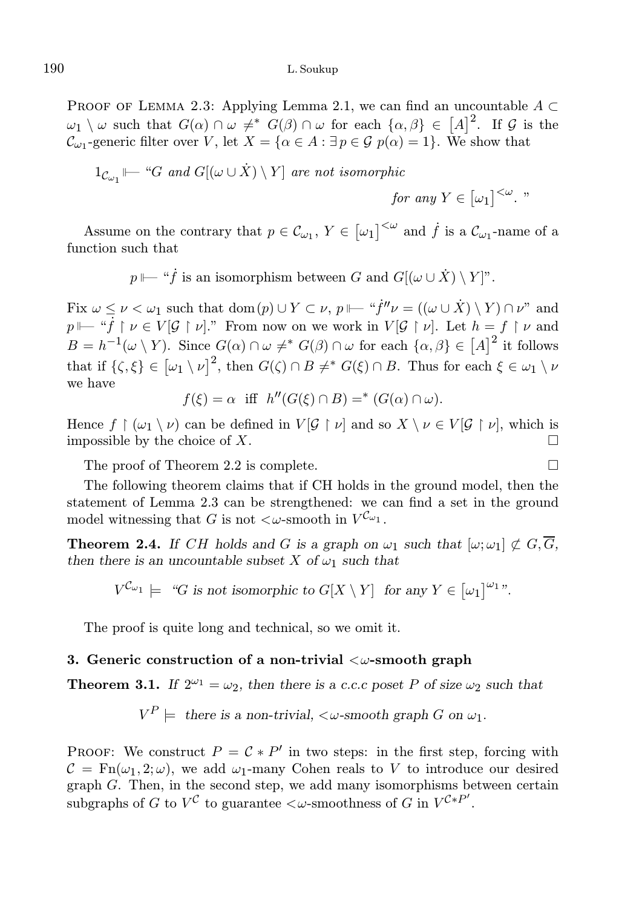Proof of Lemma 2.3: Applying Lemma 2.1, we can find an uncountable $A \subset \omega_1 \setminus \omega$ such that $G(\alpha) \cap \omega \neq^* G(\beta) \cap \omega$ for each $\{\alpha, \beta\} \in [A]^2$. If $\mathcal{G}$ is the $\mathcal{C}_{\omega_1}$-generic filter over $V$, let $X = \{\alpha \in A : \exists p \in \mathcal{G}\ p(\alpha) = 1\}$. We show that

$$1_{\mathcal{C}_{\omega_1}} \Vdash \text{“}G \text{ and } G[(\omega \cup \dot{X}) \setminus Y] \text{ are not isomorphic for any } Y \in [\omega_1]^{<\omega}.\text{”}$$

Assume on the contrary that $p \in \mathcal{C}_{\omega_1}$, $Y \in [\omega_1]^{<\omega}$ and $\dot{f}$ is a $\mathcal{C}_{\omega_1}$-name of a function such that

$$p \Vdash \text{“}\dot{f} \text{ is an isomorphism between } G \text{ and } G[(\omega \cup \dot{X}) \setminus Y]\text{”}.$$

Fix $\omega \leq \nu < \omega_1$ such that $\operatorname{dom}(p) \cup Y \subset \nu$, $p \Vdash$ “$\dot{f}''\nu = ((\omega \cup \dot{X}) \setminus Y) \cap \nu$” and $p \Vdash$ “$\dot{f} \restriction \nu \in V[\mathcal{G} \restriction \nu]$.” From now on we work in $V[\mathcal{G} \restriction \nu]$. Let $h = f \restriction \nu$ and $B = h^{-1}(\omega \setminus Y)$. Since $G(\alpha) \cap \omega \neq^* G(\beta) \cap \omega$ for each $\{\alpha, \beta\} \in [A]^2$ it follows that if $\{\zeta, \xi\} \in [\omega_1 \setminus \nu]^2$, then $G(\zeta) \cap B \neq^* G(\xi) \cap B$. Thus for each $\xi \in \omega_1 \setminus \nu$ we have

$$f(\xi) = \alpha \quad \text{iff} \quad h''(G(\xi) \cap B) =^* (G(\alpha) \cap \omega).$$

Hence $f \restriction (\omega_1 \setminus \nu)$ can be defined in $V[\mathcal{G} \restriction \nu]$ and so $X \setminus \nu \in V[\mathcal{G} \restriction \nu]$, which is impossible by the choice of $X$. $\square$

The proof of Theorem 2.2 is complete. $\square$

The following theorem claims that if CH holds in the ground model, then the statement of Lemma 2.3 can be strengthened: we can find a set in the ground model witnessing that $G$ is not $<\omega$-smooth in $V^{\mathcal{C}_{\omega_1}}$.

**Theorem 2.4.** *If CH holds and $G$ is a graph on $\omega_1$ such that $[\omega; \omega_1] \not\subset G, \overline{G}$, then there is an uncountable subset $X$ of $\omega_1$ such that*

$$V^{\mathcal{C}_{\omega_1}} \models \text{ “}G \text{ is not isomorphic to } G[X \setminus Y] \text{ for any } Y \in [\omega_1]^{\omega_1}\text{”}.$$

The proof is quite long and technical, so we omit it.

## 3. Generic construction of a non-trivial $<\omega$-smooth graph

**Theorem 3.1.** *If $2^{\omega_1} = \omega_2$, then there is a c.c.c poset $P$ of size $\omega_2$ such that*

$$V^P \models \text{ there is a non-trivial, } <\omega\text{-smooth graph } G \text{ on } \omega_1.$$

Proof: We construct $P = \mathcal{C} * P'$ in two steps: in the first step, forcing with $\mathcal{C} = \operatorname{Fn}(\omega_1, 2; \omega)$, we add $\omega_1$-many Cohen reals to $V$ to introduce our desired graph $G$. Then, in the second step, we add many isomorphisms between certain subgraphs of $G$ to $V^{\mathcal{C}}$ to guarantee $<\omega$-smoothness of $G$ in $V^{\mathcal{C} * P'}$.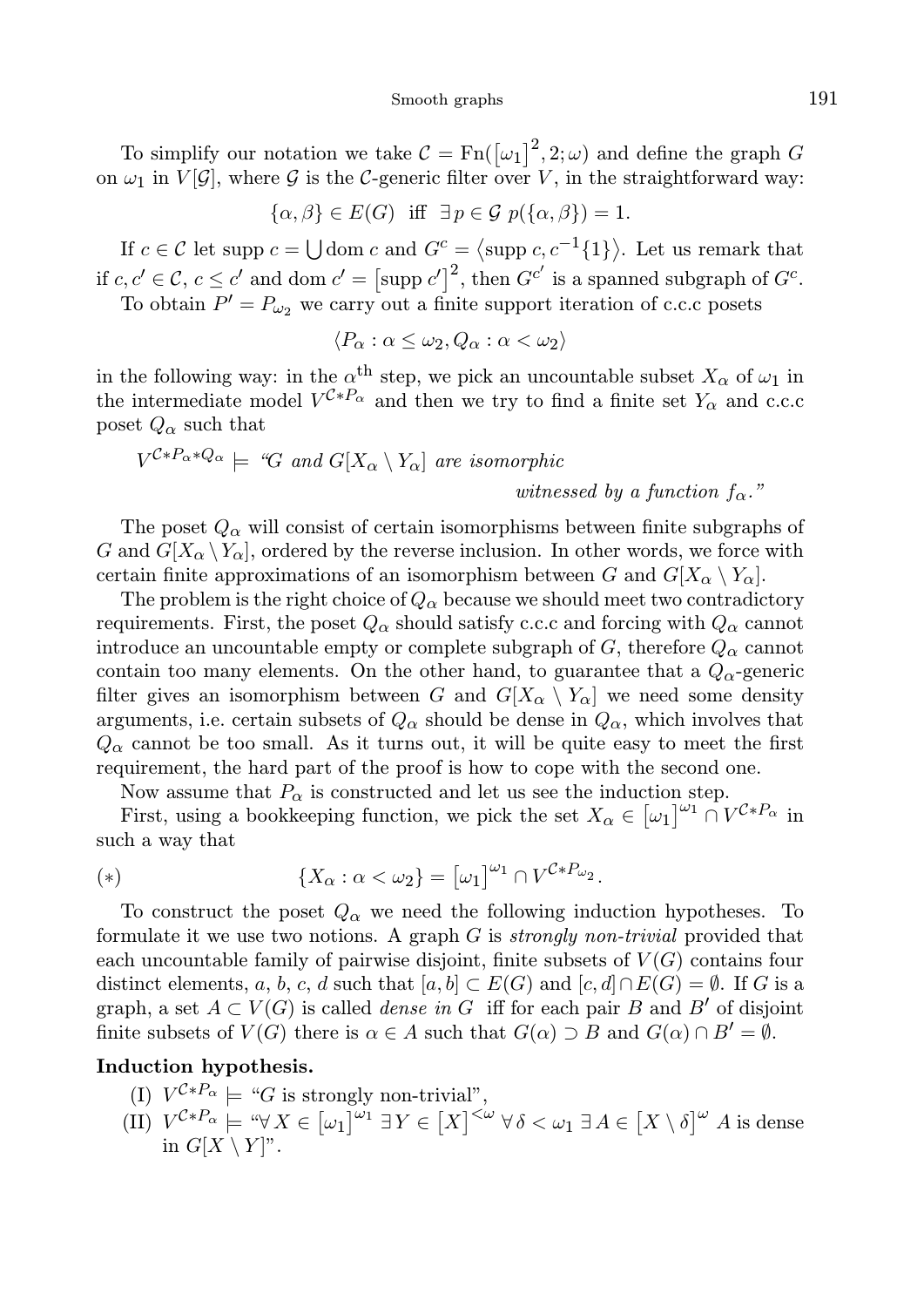To simplify our notation we take $\mathcal{C} = \mathrm{Fn}(\left[\omega_1\right]^2, 2; \omega)$ and define the graph $G$ on $\omega_1$ in $V[\mathcal{G}]$, where $\mathcal{G}$ is the $\mathcal{C}$-generic filter over $V$, in the straightforward way:

$$\{\alpha, \beta\} \in E(G) \ \text{ iff } \ \exists\, p \in \mathcal{G}\ p(\{\alpha, \beta\}) = 1.$$

If $c \in \mathcal{C}$ let $\operatorname{supp} c = \bigcup \operatorname{dom} c$ and $G^c = \langle \operatorname{supp} c, c^{-1}\{1\} \rangle$. Let us remark that if $c, c' \in \mathcal{C}$, $c \le c'$ and $\operatorname{dom} c' = \left[\operatorname{supp} c'\right]^2$, then $G^{c'}$ is a spanned subgraph of $G^c$.

To obtain $P' = P_{\omega_2}$ we carry out a finite support iteration of c.c.c posets

$$\langle P_\alpha : \alpha \le \omega_2, Q_\alpha : \alpha < \omega_2 \rangle$$

in the following way: in the $\alpha^{\text{th}}$ step, we pick an uncountable subset $X_\alpha$ of $\omega_1$ in the intermediate model $V^{\mathcal{C} * P_\alpha}$ and then we try to find a finite set $Y_\alpha$ and c.c.c poset $Q_\alpha$ such that

$V^{\mathcal{C} * P_\alpha * Q_\alpha} \models$ "*$G$ and $G[X_\alpha \setminus Y_\alpha]$ are isomorphic witnessed by a function $f_\alpha$.*"

The poset $Q_\alpha$ will consist of certain isomorphisms between finite subgraphs of $G$ and $G[X_\alpha \setminus Y_\alpha]$, ordered by the reverse inclusion. In other words, we force with certain finite approximations of an isomorphism between $G$ and $G[X_\alpha \setminus Y_\alpha]$.

The problem is the right choice of $Q_\alpha$ because we should meet two contradictory requirements. First, the poset $Q_\alpha$ should satisfy c.c.c and forcing with $Q_\alpha$ cannot introduce an uncountable empty or complete subgraph of $G$, therefore $Q_\alpha$ cannot contain too many elements. On the other hand, to guarantee that a $Q_\alpha$-generic filter gives an isomorphism between $G$ and $G[X_\alpha \setminus Y_\alpha]$ we need some density arguments, i.e. certain subsets of $Q_\alpha$ should be dense in $Q_\alpha$, which involves that $Q_\alpha$ cannot be too small. As it turns out, it will be quite easy to meet the first requirement, the hard part of the proof is how to cope with the second one.

Now assume that $P_\alpha$ is constructed and let us see the induction step.

First, using a bookkeeping function, we pick the set $X_\alpha \in \left[\omega_1\right]^{\omega_1} \cap V^{\mathcal{C} * P_\alpha}$ in such a way that

$$(*) \qquad \{X_\alpha : \alpha < \omega_2\} = \left[\omega_1\right]^{\omega_1} \cap V^{\mathcal{C} * P_{\omega_2}}.$$

To construct the poset $Q_\alpha$ we need the following induction hypotheses. To formulate it we use two notions. A graph $G$ is *strongly non-trivial* provided that each uncountable family of pairwise disjoint, finite subsets of $V(G)$ contains four distinct elements, $a$, $b$, $c$, $d$ such that $[a, b] \subset E(G)$ and $[c, d] \cap E(G) = \emptyset$. If $G$ is a graph, a set $A \subset V(G)$ is called *dense in $G$* iff for each pair $B$ and $B'$ of disjoint finite subsets of $V(G)$ there is $\alpha \in A$ such that $G(\alpha) \supset B$ and $G(\alpha) \cap B' = \emptyset$.

**Induction hypothesis.**

(I) $V^{\mathcal{C} * P_\alpha} \models$ "$G$ is strongly non-trivial",

(II) $V^{\mathcal{C} * P_\alpha} \models$ "$\forall\, X \in \left[\omega_1\right]^{\omega_1}\ \exists\, Y \in \left[X\right]^{<\omega}\ \forall\, \delta < \omega_1\ \exists\, A \in \left[X \setminus \delta\right]^{\omega}$ $A$ is dense in $G[X \setminus Y]$".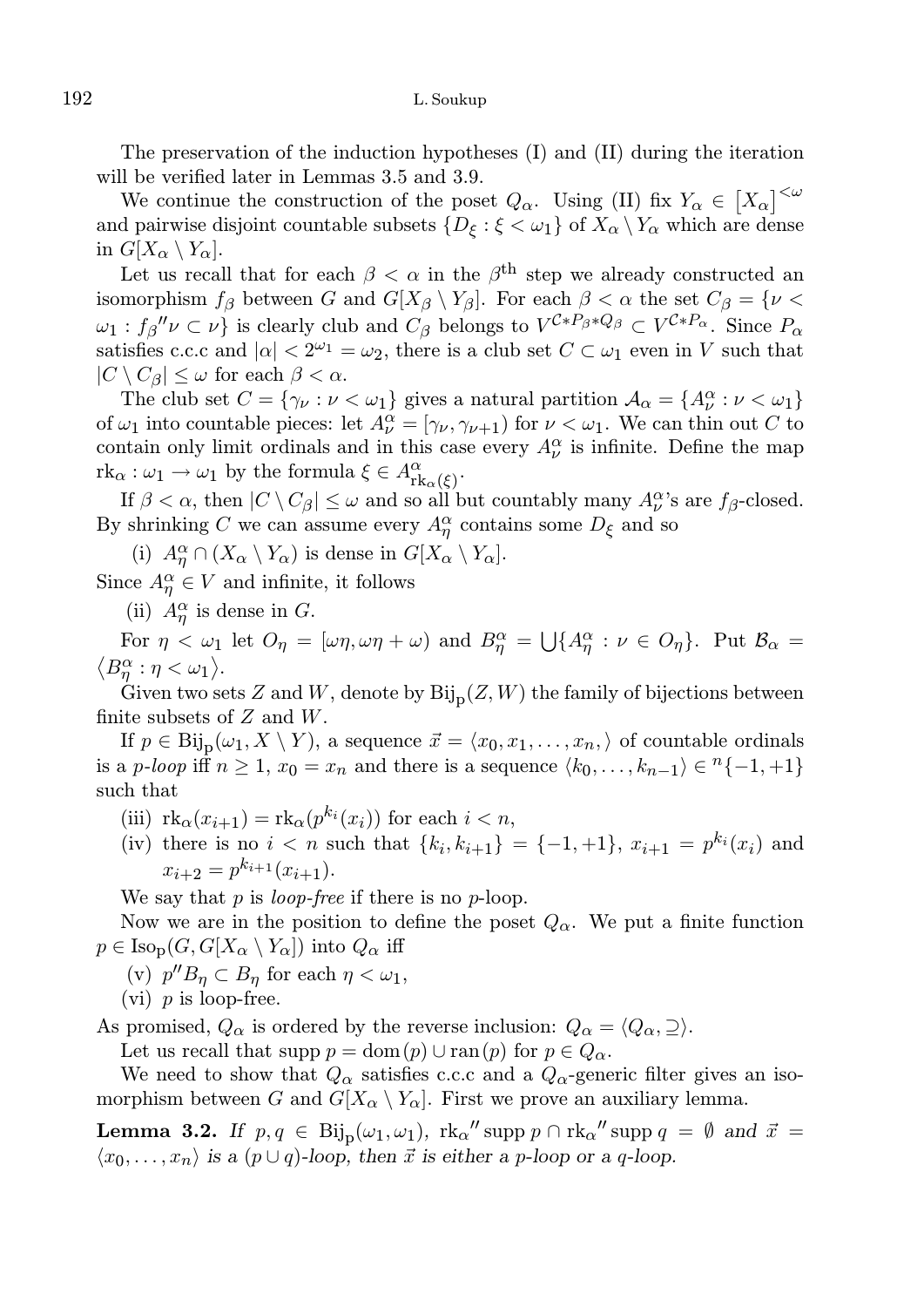The preservation of the induction hypotheses (I) and (II) during the iteration will be verified later in Lemmas 3.5 and 3.9.

We continue the construction of the poset $Q_\alpha$. Using (II) fix $Y_\alpha \in \left[X_\alpha\right]^{<\omega}$ and pairwise disjoint countable subsets $\{D_\xi : \xi < \omega_1\}$ of $X_\alpha \setminus Y_\alpha$ which are dense in $G[X_\alpha \setminus Y_\alpha]$.

Let us recall that for each $\beta < \alpha$ in the $\beta^{\text{th}}$ step we already constructed an isomorphism $f_\beta$ between $G$ and $G[X_\beta \setminus Y_\beta]$. For each $\beta < \alpha$ the set $C_\beta = \{\nu < \omega_1 : f_\beta{}''\nu \subset \nu\}$ is clearly club and $C_\beta$ belongs to $V^{\mathcal{C}*P_\beta*Q_\beta} \subset V^{\mathcal{C}*P_\alpha}$. Since $P_\alpha$ satisfies c.c.c and $|\alpha| < 2^{\omega_1} = \omega_2$, there is a club set $C \subset \omega_1$ even in $V$ such that $|C \setminus C_\beta| \le \omega$ for each $\beta < \alpha$.

The club set $C = \{\gamma_\nu : \nu < \omega_1\}$ gives a natural partition $\mathcal{A}_\alpha = \{A^\alpha_\nu : \nu < \omega_1\}$ of $\omega_1$ into countable pieces: let $A^\alpha_\nu = [\gamma_\nu, \gamma_{\nu+1})$ for $\nu < \omega_1$. We can thin out $C$ to contain only limit ordinals and in this case every $A^\alpha_\nu$ is infinite. Define the map $\mathrm{rk}_\alpha : \omega_1 \to \omega_1$ by the formula $\xi \in A^\alpha_{\mathrm{rk}_\alpha(\xi)}$.

If $\beta < \alpha$, then $|C \setminus C_\beta| \le \omega$ and so all but countably many $A^\alpha_\nu$'s are $f_\beta$-closed. By shrinking $C$ we can assume every $A^\alpha_\eta$ contains some $D_\xi$ and so

(i) $A^\alpha_\eta \cap (X_\alpha \setminus Y_\alpha)$ is dense in $G[X_\alpha \setminus Y_\alpha]$.

Since $A^\alpha_\eta \in V$ and infinite, it follows

(ii) $A^\alpha_\eta$ is dense in $G$.

For $\eta < \omega_1$ let $O_\eta = [\omega\eta, \omega\eta + \omega)$ and $B^\alpha_\eta = \bigcup\{A^\alpha_\eta : \nu \in O_\eta\}$. Put $\mathcal{B}_\alpha = \langle B^\alpha_\eta : \eta < \omega_1\rangle$.

Given two sets $Z$ and $W$, denote by $\mathrm{Bij}_{\mathrm{p}}(Z, W)$ the family of bijections between finite subsets of $Z$ and $W$.

If $p \in \mathrm{Bij}_{\mathrm{p}}(\omega_1, X \setminus Y)$, a sequence $\vec{x} = \langle x_0, x_1, \ldots, x_n,\rangle$ of countable ordinals is a *p-loop* iff $n \ge 1$, $x_0 = x_n$ and there is a sequence $\langle k_0, \ldots, k_{n-1}\rangle \in {}^n\{-1, +1\}$ such that

(iii) $\mathrm{rk}_\alpha(x_{i+1}) = \mathrm{rk}_\alpha(p^{k_i}(x_i))$ for each $i < n$,

(iv) there is no $i < n$ such that $\{k_i, k_{i+1}\} = \{-1, +1\}$, $x_{i+1} = p^{k_i}(x_i)$ and $x_{i+2} = p^{k_{i+1}}(x_{i+1})$.

We say that $p$ is *loop-free* if there is no $p$-loop.

Now we are in the position to define the poset $Q_\alpha$. We put a finite function $p \in \mathrm{Iso}_{\mathrm{p}}(G, G[X_\alpha \setminus Y_\alpha])$ into $Q_\alpha$ iff

(v) $p''B_\eta \subset B_\eta$ for each $\eta < \omega_1$,

(vi) $p$ is loop-free.

As promised, $Q_\alpha$ is ordered by the reverse inclusion: $Q_\alpha = \langle Q_\alpha, \supseteq\rangle$.

Let us recall that $\mathrm{supp}\, p = \mathrm{dom}(p) \cup \mathrm{ran}(p)$ for $p \in Q_\alpha$.

We need to show that $Q_\alpha$ satisfies c.c.c and a $Q_\alpha$-generic filter gives an isomorphism between $G$ and $G[X_\alpha \setminus Y_\alpha]$. First we prove an auxiliary lemma.

**Lemma 3.2.** *If $p, q \in \mathrm{Bij}_{\mathrm{p}}(\omega_1, \omega_1)$, $\mathrm{rk}_\alpha{}''\,\mathrm{supp}\, p \cap \mathrm{rk}_\alpha{}''\,\mathrm{supp}\, q = \emptyset$ and $\vec{x} = \langle x_0, \ldots, x_n\rangle$ is a $(p \cup q)$-loop, then $\vec{x}$ is either a $p$-loop or a $q$-loop.*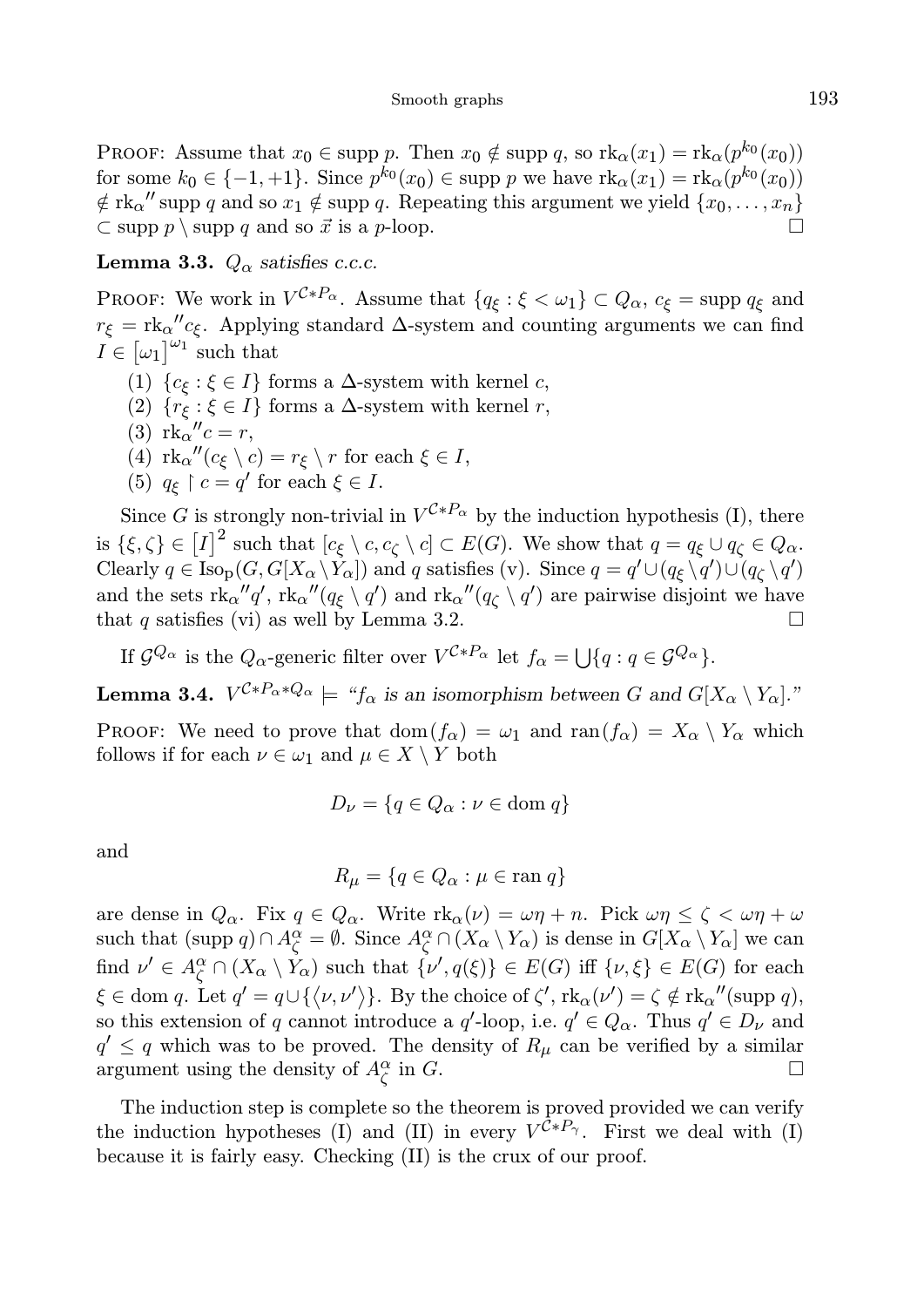Proof: Assume that $x_0 \in \operatorname{supp} p$. Then $x_0 \notin \operatorname{supp} q$, so $\operatorname{rk}_\alpha(x_1) = \operatorname{rk}_\alpha(p^{k_0}(x_0))$ for some $k_0 \in \{-1, +1\}$. Since $p^{k_0}(x_0) \in \operatorname{supp} p$ we have $\operatorname{rk}_\alpha(x_1) = \operatorname{rk}_\alpha(p^{k_0}(x_0)) \notin {\operatorname{rk}_\alpha}'' \operatorname{supp} q$ and so $x_1 \notin \operatorname{supp} q$. Repeating this argument we yield $\{x_0, \dots, x_n\} \subset \operatorname{supp} p \setminus \operatorname{supp} q$ and so $\vec{x}$ is a $p$-loop. $\square$

**Lemma 3.3.** *$Q_\alpha$ satisfies c.c.c.*

Proof: We work in $V^{\mathcal{C} * P_\alpha}$. Assume that $\{q_\xi : \xi < \omega_1\} \subset Q_\alpha$, $c_\xi = \operatorname{supp} q_\xi$ and $r_\xi = {\operatorname{rk}_\alpha}'' c_\xi$. Applying standard $\Delta$-system and counting arguments we can find $I \in \left[\omega_1\right]^{\omega_1}$ such that

(1) $\{c_\xi : \xi \in I\}$ forms a $\Delta$-system with kernel $c$,
(2) $\{r_\xi : \xi \in I\}$ forms a $\Delta$-system with kernel $r$,
(3) ${\operatorname{rk}_\alpha}'' c = r$,
(4) ${\operatorname{rk}_\alpha}''(c_\xi \setminus c) = r_\xi \setminus r$ for each $\xi \in I$,
(5) $q_\xi \restriction c = q'$ for each $\xi \in I$.

Since $G$ is strongly non-trivial in $V^{\mathcal{C} * P_\alpha}$ by the induction hypothesis (I), there is $\{\xi, \zeta\} \in \left[I\right]^2$ such that $[c_\xi \setminus c, c_\zeta \setminus c] \subset E(G)$. We show that $q = q_\xi \cup q_\zeta \in Q_\alpha$. Clearly $q \in \operatorname{Iso}_{\mathrm{p}}(G, G[X_\alpha \setminus Y_\alpha])$ and $q$ satisfies (v). Since $q = q' \cup (q_\xi \setminus q') \cup (q_\zeta \setminus q')$ and the sets ${\operatorname{rk}_\alpha}'' q'$, ${\operatorname{rk}_\alpha}''(q_\xi \setminus q')$ and ${\operatorname{rk}_\alpha}''(q_\zeta \setminus q')$ are pairwise disjoint we have that $q$ satisfies (vi) as well by Lemma 3.2. $\square$

If $\mathcal{G}^{Q_\alpha}$ is the $Q_\alpha$-generic filter over $V^{\mathcal{C} * P_\alpha}$ let $f_\alpha = \bigcup\{q : q \in \mathcal{G}^{Q_\alpha}\}$.

**Lemma 3.4.** *$V^{\mathcal{C} * P_\alpha * Q_\alpha} \models$ "$f_\alpha$ is an isomorphism between $G$ and $G[X_\alpha \setminus Y_\alpha]$."*

Proof: We need to prove that $\operatorname{dom}(f_\alpha) = \omega_1$ and $\operatorname{ran}(f_\alpha) = X_\alpha \setminus Y_\alpha$ which follows if for each $\nu \in \omega_1$ and $\mu \in X \setminus Y$ both

$$D_\nu = \{q \in Q_\alpha : \nu \in \operatorname{dom} q\}$$

and

$$R_\mu = \{q \in Q_\alpha : \mu \in \operatorname{ran} q\}$$

are dense in $Q_\alpha$. Fix $q \in Q_\alpha$. Write $\operatorname{rk}_\alpha(\nu) = \omega\eta + n$. Pick $\omega\eta \le \zeta < \omega\eta + \omega$ such that $(\operatorname{supp} q) \cap A^\alpha_\zeta = \emptyset$. Since $A^\alpha_\zeta \cap (X_\alpha \setminus Y_\alpha)$ is dense in $G[X_\alpha \setminus Y_\alpha]$ we can find $\nu' \in A^\alpha_\zeta \cap (X_\alpha \setminus Y_\alpha)$ such that $\{\nu', q(\xi)\} \in E(G)$ iff $\{\nu, \xi\} \in E(G)$ for each $\xi \in \operatorname{dom} q$. Let $q' = q \cup \{\langle \nu, \nu' \rangle\}$. By the choice of $\zeta'$, $\operatorname{rk}_\alpha(\nu') = \zeta \notin {\operatorname{rk}_\alpha}''(\operatorname{supp} q)$, so this extension of $q$ cannot introduce a $q'$-loop, i.e. $q' \in Q_\alpha$. Thus $q' \in D_\nu$ and $q' \le q$ which was to be proved. The density of $R_\mu$ can be verified by a similar argument using the density of $A^\alpha_\zeta$ in $G$. $\square$

The induction step is complete so the theorem is proved provided we can verify the induction hypotheses (I) and (II) in every $V^{\mathcal{C} * P_\gamma}$. First we deal with (I) because it is fairly easy. Checking (II) is the crux of our proof.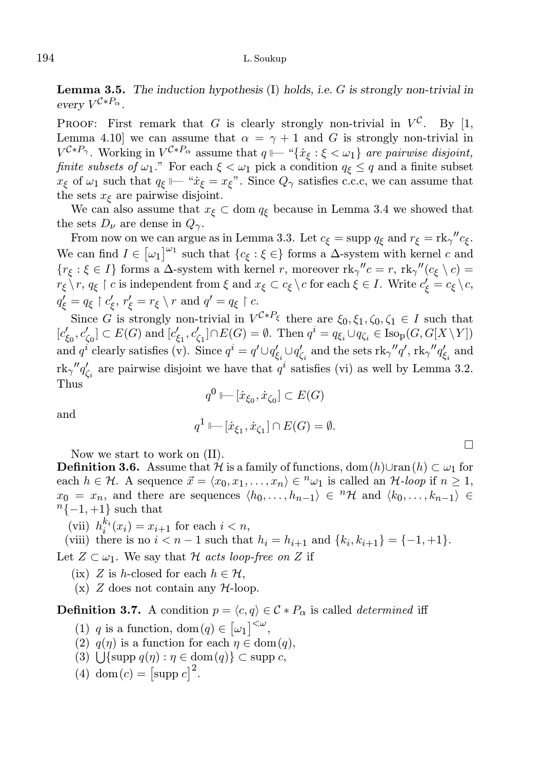**Lemma 3.5.** *The induction hypothesis* (I) *holds, i.e. $G$ is strongly non-trivial in every $V^{\mathcal{C}*P_\alpha}$.*

Proof: First remark that $G$ is clearly strongly non-trivial in $V^{\mathcal{C}}$. By [1, Lemma 4.10] we can assume that $\alpha = \gamma + 1$ and $G$ is strongly non-trivial in $V^{\mathcal{C}*P_\gamma}$. Working in $V^{\mathcal{C}*P_\alpha}$ assume that $q \Vdash$ "$\{\dot{x}_\xi : \xi < \omega_1\}$ *are pairwise disjoint, finite subsets of* $\omega_1$." For each $\xi < \omega_1$ pick a condition $q_\xi \le q$ and a finite subset $x_\xi$ of $\omega_1$ such that $q_\xi \Vdash$ "$\dot{x}_\xi = x_\xi$". Since $Q_\gamma$ satisfies c.c.c, we can assume that the sets $x_\xi$ are pairwise disjoint.

We can also assume that $x_\xi \subset \operatorname{dom} q_\xi$ because in Lemma 3.4 we showed that the sets $D_\nu$ are dense in $Q_\gamma$.

From now on we can argue as in Lemma 3.3. Let $c_\xi = \operatorname{supp} q_\xi$ and $r_\xi = \operatorname{rk}_\gamma{}'' c_\xi$. We can find $I \in \left[\omega_1\right]^{\omega_1}$ such that $\{c_\xi : \xi \in\}$ forms a $\Delta$-system with kernel $c$ and $\{r_\xi : \xi \in I\}$ forms a $\Delta$-system with kernel $r$, moreover $\operatorname{rk}_\gamma{}'' c = r$, $\operatorname{rk}_\gamma{}''(c_\xi \setminus c) = r_\xi \setminus r$, $q_\xi \restriction c$ is independent from $\xi$ and $x_\xi \subset c_\xi \setminus c$ for each $\xi \in I$. Write $c'_\xi = c_\xi \setminus c$, $q'_\xi = q_\xi \restriction c'_\xi$, $r'_\xi = r_\xi \setminus r$ and $q' = q_\xi \restriction c$.

Since $G$ is strongly non-trivial in $V^{\mathcal{C}*P_\xi}$ there are $\xi_0, \xi_1, \zeta_0, \zeta_1 \in I$ such that $[c'_{\xi_0}, c'_{\zeta_0}] \subset E(G)$ and $[c'_{\xi_1}, c'_{\zeta_1}] \cap E(G) = \emptyset$. Then $q^i = q_{\xi_i} \cup q_{\zeta_i} \in \operatorname{Iso}_{\mathrm{p}}(G, G[X \setminus Y])$ and $q^i$ clearly satisfies (v). Since $q^i = q' \cup q'_{\xi_i} \cup q'_{\zeta_i}$ and the sets $\operatorname{rk}_\gamma{}'' q'$, $\operatorname{rk}_\gamma{}'' q'_{\xi_i}$ and $\operatorname{rk}_\gamma{}'' q'_{\zeta_i}$ are pairwise disjoint we have that $q^i$ satisfies (vi) as well by Lemma 3.2. Thus

$$q^0 \Vdash [\dot{x}_{\xi_0}, \dot{x}_{\zeta_0}] \subset E(G)$$

and

$$q^1 \Vdash [\dot{x}_{\xi_1}, \dot{x}_{\zeta_1}] \cap E(G) = \emptyset.$$

$\square$

Now we start to work on (II).

**Definition 3.6.** Assume that $\mathcal{H}$ is a family of functions, $\operatorname{dom}(h) \cup \operatorname{ran}(h) \subset \omega_1$ for each $h \in \mathcal{H}$. A sequence $\vec{x} = \langle x_0, x_1, \ldots, x_n \rangle \in {}^n\omega_1$ is called an $\mathcal{H}$*-loop* if $n \ge 1$, $x_0 = x_n$, and there are sequences $\langle h_0, \ldots, h_{n-1} \rangle \in {}^n\mathcal{H}$ and $\langle k_0, \ldots, k_{n-1} \rangle \in {}^n\{-1, +1\}$ such that

(vii) $h_i^{k_i}(x_i) = x_{i+1}$ for each $i < n$,

(viii) there is no $i < n-1$ such that $h_i = h_{i+1}$ and $\{k_i, k_{i+1}\} = \{-1, +1\}$.

Let $Z \subset \omega_1$. We say that $\mathcal{H}$ *acts loop-free on* $Z$ if

(ix) $Z$ is $h$-closed for each $h \in \mathcal{H}$,

(x) $Z$ does not contain any $\mathcal{H}$-loop.

**Definition 3.7.** A condition $p = \langle c, q \rangle \in \mathcal{C} * P_\alpha$ is called *determined* iff

(1) $q$ is a function, $\operatorname{dom}(q) \in \left[\omega_1\right]^{<\omega}$,

(2) $q(\eta)$ is a function for each $\eta \in \operatorname{dom}(q)$,

(3) $\bigcup\{\operatorname{supp} q(\eta) : \eta \in \operatorname{dom}(q)\} \subset \operatorname{supp} c$,

(4) $\operatorname{dom}(c) = \left[\operatorname{supp} c\right]^2$.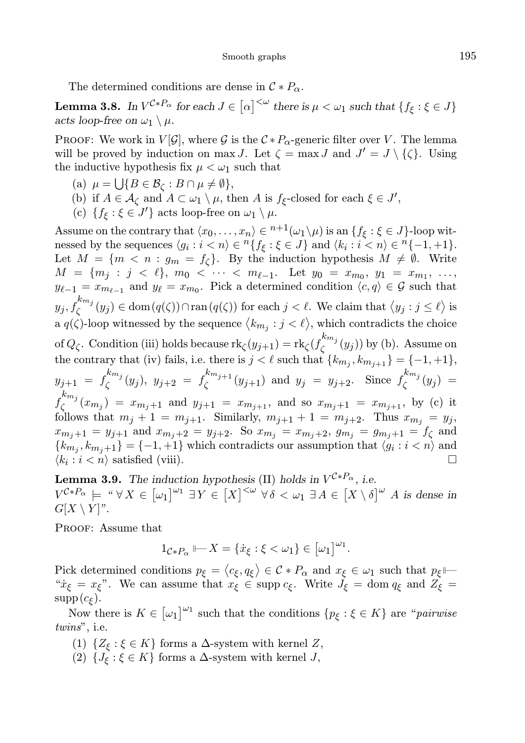The determined conditions are dense in $\mathcal{C} * P_\alpha$.

**Lemma 3.8.** *In $V^{\mathcal{C}*P_\alpha}$ for each $J \in \left[\alpha\right]^{<\omega}$ there is $\mu < \omega_1$ such that $\{f_\xi : \xi \in J\}$ acts loop-free on $\omega_1 \setminus \mu$.*

Proof: We work in $V[\mathcal{G}]$, where $\mathcal{G}$ is the $\mathcal{C} * P_\alpha$-generic filter over $V$. The lemma will be proved by induction on $\max J$. Let $\zeta = \max J$ and $J' = J \setminus \{\zeta\}$. Using the inductive hypothesis fix $\mu < \omega_1$ such that

(a) $\mu = \bigcup\{B \in \mathcal{B}_\zeta : B \cap \mu \neq \emptyset\}$,
(b) if $A \in \mathcal{A}_\zeta$ and $A \subset \omega_1 \setminus \mu$, then $A$ is $f_\xi$-closed for each $\xi \in J'$,
(c) $\{f_\xi : \xi \in J'\}$ acts loop-free on $\omega_1 \setminus \mu$.

Assume on the contrary that $\langle x_0, \dots, x_n\rangle \in {}^{n+1}(\omega_1 \setminus \mu)$ is an $\{f_\xi : \xi \in J\}$-loop witnessed by the sequences $\langle g_i : i < n\rangle \in {}^n\{f_\xi : \xi \in J\}$ and $\langle k_i : i < n\rangle \in {}^n\{-1, +1\}$. Let $M = \{m < n : g_m = f_\zeta\}$. By the induction hypothesis $M \neq \emptyset$. Write $M = \{m_j : j < \ell\}$, $m_0 < \dots < m_{\ell-1}$. Let $y_0 = x_{m_0}$, $y_1 = x_{m_1}$, $\dots$, $y_{\ell-1} = x_{m_{\ell-1}}$ and $y_\ell = x_{m_0}$. Pick a determined condition $\langle c, q\rangle \in \mathcal{G}$ such that $y_j, f_\zeta^{k_{m_j}}(y_j) \in \operatorname{dom}(q(\zeta)) \cap \operatorname{ran}(q(\zeta))$ for each $j < \ell$. We claim that $\langle y_j : j \leq \ell\rangle$ is a $q(\zeta)$-loop witnessed by the sequence $\langle k_{m_j} : j < \ell\rangle$, which contradicts the choice of $Q_\zeta$. Condition (iii) holds because $\mathrm{rk}_\zeta(y_{j+1}) = \mathrm{rk}_\zeta(f_\zeta^{k_{m_j}}(y_j))$ by (b). Assume on the contrary that (iv) fails, i.e. there is $j < \ell$ such that $\{k_{m_j}, k_{m_{j+1}}\} = \{-1, +1\}$, $y_{j+1} = f_\zeta^{k_{m_j}}(y_j)$, $y_{j+2} = f_\zeta^{k_{m_{j+1}}}(y_{j+1})$ and $y_j = y_{j+2}$. Since $f_\zeta^{k_{m_j}}(y_j) = f_\zeta^{k_{m_j}}(x_{m_j}) = x_{m_j+1}$ and $y_{j+1} = x_{m_{j+1}}$, and so $x_{m_j+1} = x_{m_{j+1}}$, by (c) it follows that $m_j + 1 = m_{j+1}$. Similarly, $m_{j+1} + 1 = m_{j+2}$. Thus $x_{m_j} = y_j$, $x_{m_j+1} = y_{j+1}$ and $x_{m_j+2} = y_{j+2}$. So $x_{m_j} = x_{m_j+2}$, $g_{m_j} = g_{m_j+1} = f_\zeta$ and $\{k_{m_j}, k_{m_j+1}\} = \{-1, +1\}$ which contradicts our assumption that $\langle g_i : i < n\rangle$ and $\langle k_i : i < n\rangle$ satisfied (viii). $\square$

**Lemma 3.9.** *The induction hypothesis* (II) *holds in $V^{\mathcal{C}*P_\alpha}$, i.e. $V^{\mathcal{C}*P_\alpha} \models$ "$\forall X \in \left[\omega_1\right]^{\omega_1}\ \exists Y \in \left[X\right]^{<\omega}\ \forall \delta < \omega_1\ \exists A \in \left[X \setminus \delta\right]^{\omega}$ $A$ is dense in $G[X \setminus Y]$".*

Proof: Assume that

$$1_{\mathcal{C}*P_\alpha} \Vdash X = \{\dot{x}_\xi : \xi < \omega_1\} \in \left[\omega_1\right]^{\omega_1}.$$

Pick determined conditions $p_\xi = \langle c_\xi, q_\xi\rangle \in \mathcal{C} * P_\alpha$ and $x_\xi \in \omega_1$ such that $p_\xi \Vdash$ "$\dot{x}_\xi = x_\xi$". We can assume that $x_\xi \in \operatorname{supp} c_\xi$. Write $J_\xi = \operatorname{dom} q_\xi$ and $Z_\xi = \operatorname{supp}(c_\xi)$.

Now there is $K \in \left[\omega_1\right]^{\omega_1}$ such that the conditions $\{p_\xi : \xi \in K\}$ are "*pairwise twins*", i.e.

(1) $\{Z_\xi : \xi \in K\}$ forms a $\Delta$-system with kernel $Z$,
(2) $\{J_\xi : \xi \in K\}$ forms a $\Delta$-system with kernel $J$,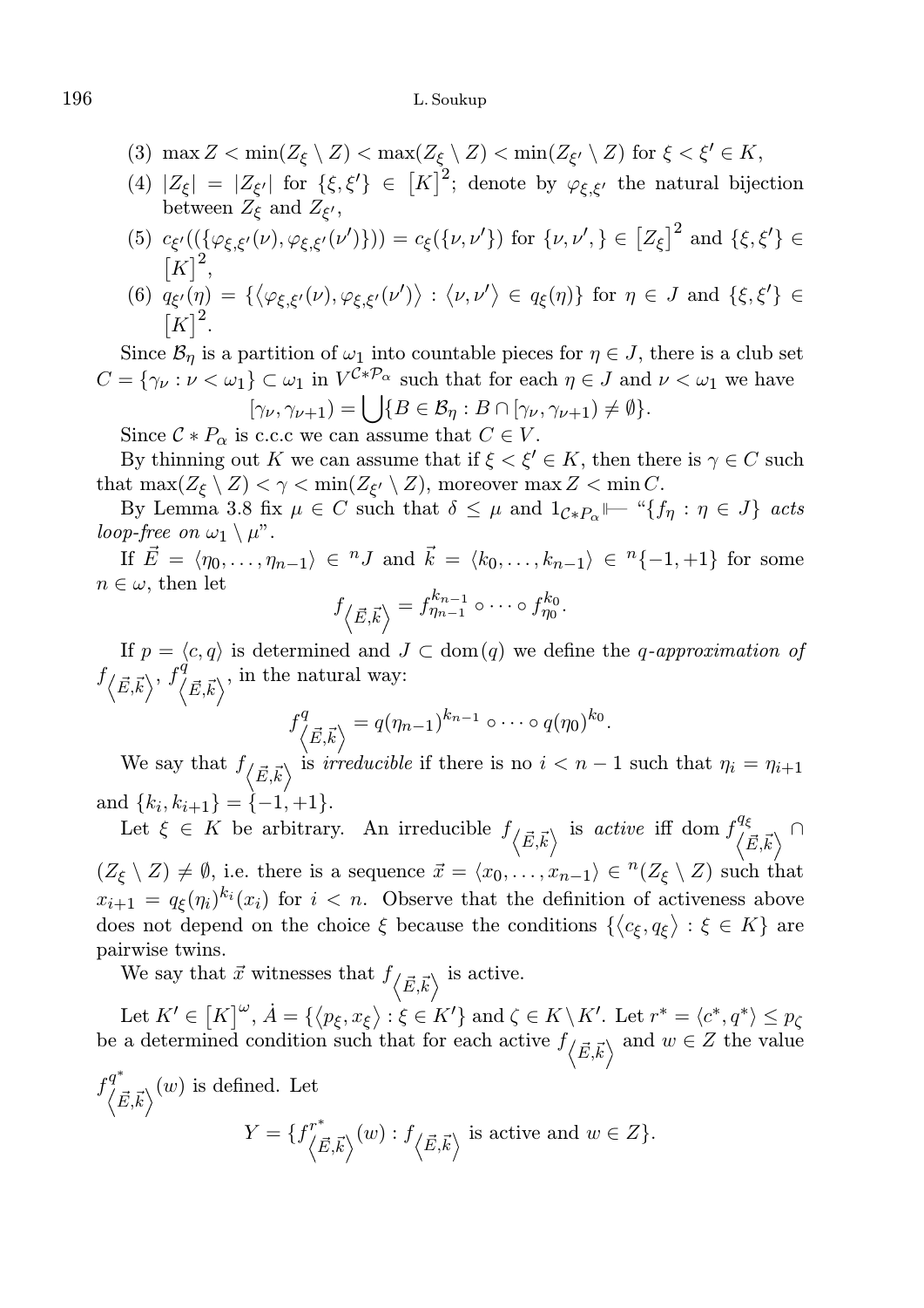(3) $\max Z < \min(Z_\xi \setminus Z) < \max(Z_\xi \setminus Z) < \min(Z_{\xi'} \setminus Z)$ for $\xi < \xi' \in K$,

(4) $|Z_\xi| = |Z_{\xi'}|$ for $\{\xi, \xi'\} \in [K]^2$; denote by $\varphi_{\xi,\xi'}$ the natural bijection between $Z_\xi$ and $Z_{\xi'}$,

(5) $c_{\xi'}((\{\varphi_{\xi,\xi'}(\nu), \varphi_{\xi,\xi'}(\nu')\})) = c_\xi(\{\nu, \nu'\})$ for $\{\nu, \nu',\} \in [Z_\xi]^2$ and $\{\xi, \xi'\} \in [K]^2$,

(6) $q_{\xi'}(\eta) = \{\langle \varphi_{\xi,\xi'}(\nu), \varphi_{\xi,\xi'}(\nu')\rangle : \langle \nu, \nu'\rangle \in q_\xi(\eta)\}$ for $\eta \in J$ and $\{\xi, \xi'\} \in [K]^2$.

Since $\mathcal{B}_\eta$ is a partition of $\omega_1$ into countable pieces for $\eta \in J$, there is a club set $C = \{\gamma_\nu : \nu < \omega_1\} \subset \omega_1$ in $V^{\mathcal{C} * \mathcal{P}_\alpha}$ such that for each $\eta \in J$ and $\nu < \omega_1$ we have

$$[\gamma_\nu, \gamma_{\nu+1}) = \bigcup \{B \in \mathcal{B}_\eta : B \cap [\gamma_\nu, \gamma_{\nu+1}) \neq \emptyset\}.$$

Since $\mathcal{C} * P_\alpha$ is c.c.c we can assume that $C \in V$.

By thinning out $K$ we can assume that if $\xi < \xi' \in K$, then there is $\gamma \in C$ such that $\max(Z_\xi \setminus Z) < \gamma < \min(Z_{\xi'} \setminus Z)$, moreover $\max Z < \min C$.

By Lemma 3.8 fix $\mu \in C$ such that $\delta \leq \mu$ and $1_{\mathcal{C} * P_\alpha} \Vdash$ "$\{f_\eta : \eta \in J\}$ *acts loop-free on* $\omega_1 \setminus \mu$".

If $\vec{E} = \langle \eta_0, \ldots, \eta_{n-1}\rangle \in {}^nJ$ and $\vec{k} = \langle k_0, \ldots, k_{n-1}\rangle \in {}^n\{-1, +1\}$ for some $n \in \omega$, then let

$$f_{\langle \vec{E}, \vec{k}\rangle} = f_{\eta_{n-1}}^{k_{n-1}} \circ \cdots \circ f_{\eta_0}^{k_0}.$$

If $p = \langle c, q\rangle$ is determined and $J \subset \operatorname{dom}(q)$ we define the *$q$-approximation of* $f_{\langle \vec{E}, \vec{k}\rangle}$, $f^q_{\langle \vec{E}, \vec{k}\rangle}$, in the natural way:

$$f^q_{\langle \vec{E}, \vec{k}\rangle} = q(\eta_{n-1})^{k_{n-1}} \circ \cdots \circ q(\eta_0)^{k_0}.$$

We say that $f_{\langle \vec{E}, \vec{k}\rangle}$ is *irreducible* if there is no $i < n-1$ such that $\eta_i = \eta_{i+1}$ and $\{k_i, k_{i+1}\} = \{-1, +1\}$.

Let $\xi \in K$ be arbitrary. An irreducible $f_{\langle \vec{E}, \vec{k}\rangle}$ is *active* iff $\operatorname{dom} f^{q_\xi}_{\langle \vec{E}, \vec{k}\rangle} \cap (Z_\xi \setminus Z) \neq \emptyset$, i.e. there is a sequence $\vec{x} = \langle x_0, \ldots, x_{n-1}\rangle \in {}^n(Z_\xi \setminus Z)$ such that $x_{i+1} = q_\xi(\eta_i)^{k_i}(x_i)$ for $i < n$. Observe that the definition of activeness above does not depend on the choice $\xi$ because the conditions $\{\langle c_\xi, q_\xi\rangle : \xi \in K\}$ are pairwise twins.

We say that $\vec{x}$ witnesses that $f_{\langle \vec{E}, \vec{k}\rangle}$ is active.

Let $K' \in [K]^\omega$, $\dot{A} = \{\langle p_\xi, x_\xi\rangle : \xi \in K'\}$ and $\zeta \in K \setminus K'$. Let $r^* = \langle c^*, q^*\rangle \leq p_\zeta$ be a determined condition such that for each active $f_{\langle \vec{E}, \vec{k}\rangle}$ and $w \in Z$ the value $f^{q^*}_{\langle \vec{E}, \vec{k}\rangle}(w)$ is defined. Let

$$Y = \{f^{r^*}_{\langle \vec{E}, \vec{k}\rangle}(w) : f_{\langle \vec{E}, \vec{k}\rangle} \text{ is active and } w \in Z\}.$$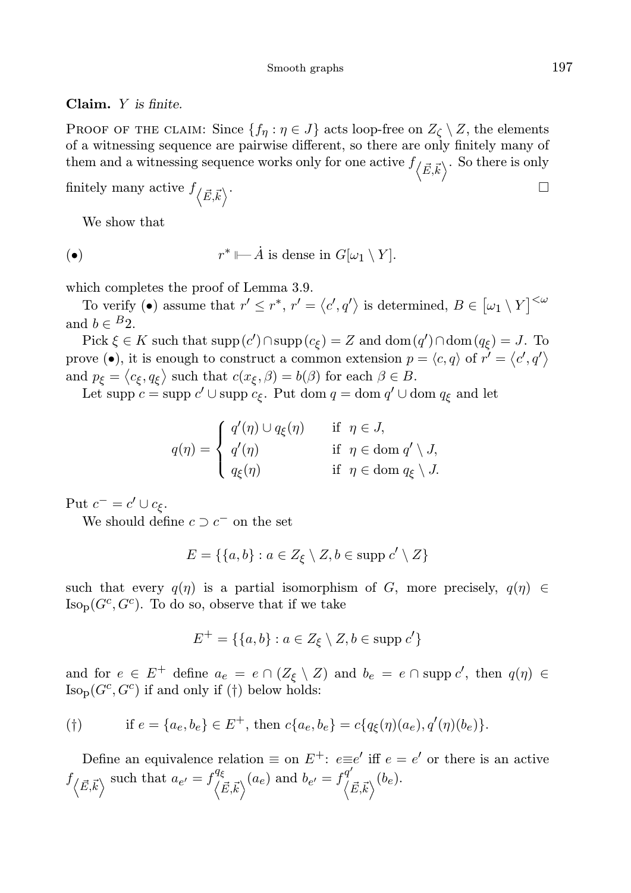**Claim.** *$Y$ is finite.*

Proof of the claim: Since $\{f_\eta : \eta \in J\}$ acts loop-free on $Z_\zeta \setminus Z$, the elements of a witnessing sequence are pairwise different, so there are only finitely many of them and a witnessing sequence works only for one active $f_{\langle \vec{E},\vec{k}\rangle}$. So there is only finitely many active $f_{\langle \vec{E},\vec{k}\rangle}$. □

We show that

$$(\bullet) \qquad r^* \Vdash \dot{A} \text{ is dense in } G[\omega_1 \setminus Y].$$

which completes the proof of Lemma 3.9.

To verify ($\bullet$) assume that $r' \leq r^*$, $r' = \langle c', q'\rangle$ is determined, $B \in [\omega_1 \setminus Y]^{<\omega}$ and $b \in {}^B 2$.

Pick $\xi \in K$ such that $\operatorname{supp}(c') \cap \operatorname{supp}(c_\xi) = Z$ and $\operatorname{dom}(q') \cap \operatorname{dom}(q_\xi) = J$. To prove ($\bullet$), it is enough to construct a common extension $p = \langle c, q\rangle$ of $r' = \langle c', q'\rangle$ and $p_\xi = \langle c_\xi, q_\xi\rangle$ such that $c(x_\xi, \beta) = b(\beta)$ for each $\beta \in B$.

Let $\operatorname{supp} c = \operatorname{supp} c' \cup \operatorname{supp} c_\xi$. Put $\operatorname{dom} q = \operatorname{dom} q' \cup \operatorname{dom} q_\xi$ and let

$$q(\eta) = \begin{cases} q'(\eta) \cup q_\xi(\eta) & \text{if } \eta \in J, \\ q'(\eta) & \text{if } \eta \in \operatorname{dom} q' \setminus J, \\ q_\xi(\eta) & \text{if } \eta \in \operatorname{dom} q_\xi \setminus J. \end{cases}$$

Put $c^- = c' \cup c_\xi$.

We should define $c \supset c^-$ on the set

$$E = \{\{a, b\} : a \in Z_\xi \setminus Z, b \in \operatorname{supp} c' \setminus Z\}$$

such that every $q(\eta)$ is a partial isomorphism of $G$, more precisely, $q(\eta) \in \operatorname{Iso_p}(G^c, G^c)$. To do so, observe that if we take

$$E^+ = \{\{a, b\} : a \in Z_\xi \setminus Z, b \in \operatorname{supp} c'\}$$

and for $e \in E^+$ define $a_e = e \cap (Z_\xi \setminus Z)$ and $b_e = e \cap \operatorname{supp} c'$, then $q(\eta) \in \operatorname{Iso_p}(G^c, G^c)$ if and only if (†) below holds:

$$(\dagger) \qquad \text{if } e = \{a_e, b_e\} \in E^+, \text{ then } c\{a_e, b_e\} = c\{q_\xi(\eta)(a_e), q'(\eta)(b_e)\}.$$

Define an equivalence relation $\equiv$ on $E^+$: $e \equiv e'$ iff $e = e'$ or there is an active $f_{\langle \vec{E},\vec{k}\rangle}$ such that $a_{e'} = f^{q_\xi}_{\langle \vec{E},\vec{k}\rangle}(a_e)$ and $b_{e'} = f^{q'}_{\langle \vec{E},\vec{k}\rangle}(b_e)$.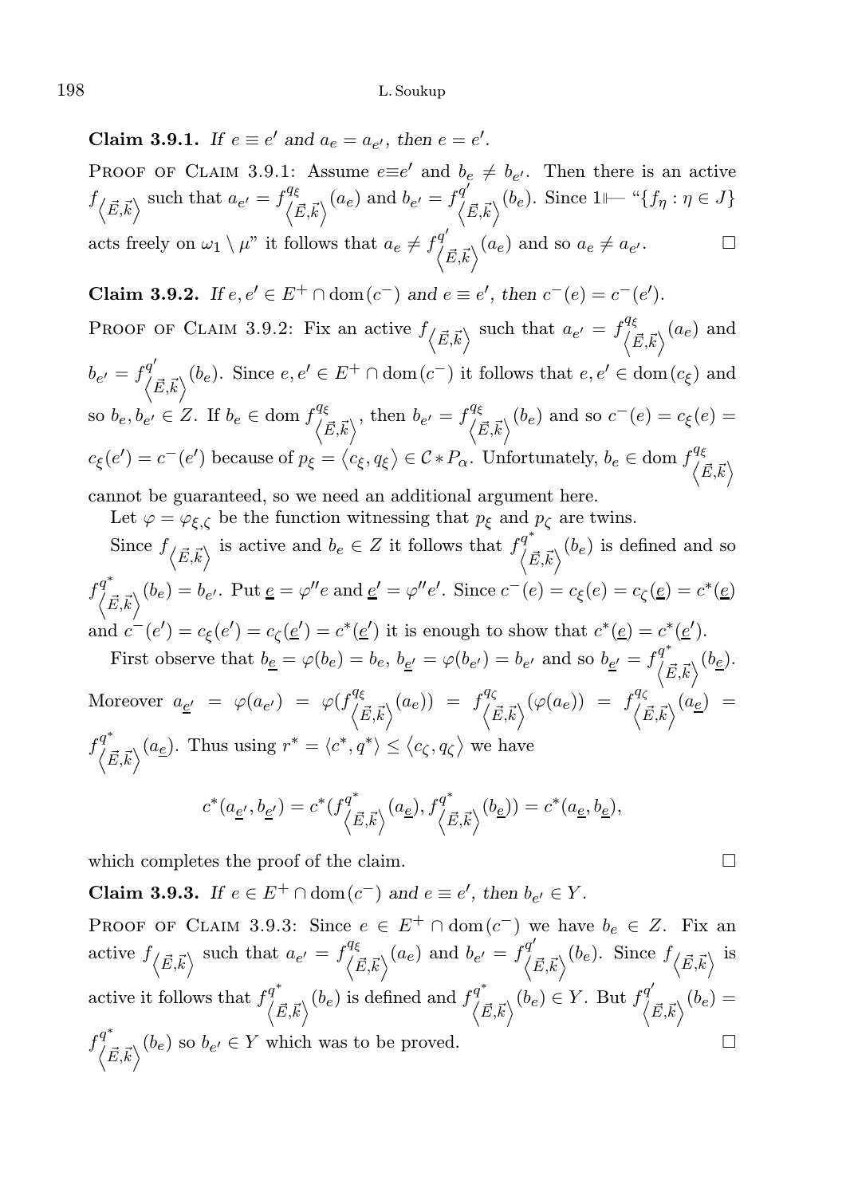**Claim 3.9.1.** *If $e \equiv e'$ and $a_e = a_{e'}$, then $e = e'$.*

Proof of Claim 3.9.1: Assume $e \equiv e'$ and $b_e \neq b_{e'}$. Then there is an active $f_{\langle \vec{E},\vec{k}\rangle}$ such that $a_{e'} = f^{q_\xi}_{\langle \vec{E},\vec{k}\rangle}(a_e)$ and $b_{e'} = f^{q'}_{\langle \vec{E},\vec{k}\rangle}(b_e)$. Since $1 \Vdash$ "$\{f_\eta : \eta \in J\}$ acts freely on $\omega_1 \setminus \mu$" it follows that $a_e \neq f^{q'}_{\langle \vec{E},\vec{k}\rangle}(a_e)$ and so $a_e \neq a_{e'}$. $\square$

**Claim 3.9.2.** *If $e, e' \in E^+ \cap \operatorname{dom}(c^-)$ and $e \equiv e'$, then $c^-(e) = c^-(e')$.*

Proof of Claim 3.9.2: Fix an active $f_{\langle \vec{E},\vec{k}\rangle}$ such that $a_{e'} = f^{q_\xi}_{\langle \vec{E},\vec{k}\rangle}(a_e)$ and $b_{e'} = f^{q'}_{\langle \vec{E},\vec{k}\rangle}(b_e)$. Since $e, e' \in E^+ \cap \operatorname{dom}(c^-)$ it follows that $e, e' \in \operatorname{dom}(c_\xi)$ and so $b_e, b_{e'} \in Z$. If $b_e \in \operatorname{dom} f^{q_\xi}_{\langle \vec{E},\vec{k}\rangle}$, then $b_{e'} = f^{q_\xi}_{\langle \vec{E},\vec{k}\rangle}(b_e)$ and so $c^-(e) = c_\xi(e) = c_\xi(e') = c^-(e')$ because of $p_\xi = \langle c_\xi, q_\xi\rangle \in \mathcal{C} * P_\alpha$. Unfortunately, $b_e \in \operatorname{dom} f^{q_\xi}_{\langle \vec{E},\vec{k}\rangle}$ cannot be guaranteed, so we need an additional argument here.

Let $\varphi = \varphi_{\xi,\zeta}$ be the function witnessing that $p_\xi$ and $p_\zeta$ are twins.

Since $f_{\langle \vec{E},\vec{k}\rangle}$ is active and $b_e \in Z$ it follows that $f^{q^*}_{\langle \vec{E},\vec{k}\rangle}(b_e)$ is defined and so $f^{q^*}_{\langle \vec{E},\vec{k}\rangle}(b_e) = b_{e'}$. Put $\underline{e} = \varphi'' e$ and $\underline{e}' = \varphi'' e'$. Since $c^-(e) = c_\xi(e) = c_\zeta(\underline{e}) = c^*(\underline{e})$ and $c^-(e') = c_\xi(e') = c_\zeta(\underline{e}') = c^*(\underline{e}')$ it is enough to show that $c^*(\underline{e}) = c^*(\underline{e}')$.

First observe that $b_{\underline{e}} = \varphi(b_e) = b_e$, $b_{\underline{e}'} = \varphi(b_{e'}) = b_{e'}$ and so $b_{\underline{e}'} = f^{q^*}_{\langle \vec{E},\vec{k}\rangle}(b_{\underline{e}})$. Moreover $a_{\underline{e}'} = \varphi(a_{e'}) = \varphi(f^{q_\xi}_{\langle \vec{E},\vec{k}\rangle}(a_e)) = f^{q_\zeta}_{\langle \vec{E},\vec{k}\rangle}(\varphi(a_e)) = f^{q_\zeta}_{\langle \vec{E},\vec{k}\rangle}(a_{\underline{e}}) = f^{q^*}_{\langle \vec{E},\vec{k}\rangle}(a_{\underline{e}})$. Thus using $r^* = \langle c^*, q^*\rangle \leq \langle c_\zeta, q_\zeta\rangle$ we have

$$c^*(a_{\underline{e}'}, b_{\underline{e}'}) = c^*(f^{q^*}_{\langle \vec{E},\vec{k}\rangle}(a_{\underline{e}}), f^{q^*}_{\langle \vec{E},\vec{k}\rangle}(b_{\underline{e}})) = c^*(a_{\underline{e}}, b_{\underline{e}}),$$

which completes the proof of the claim. $\square$

**Claim 3.9.3.** *If $e \in E^+ \cap \operatorname{dom}(c^-)$ and $e \equiv e'$, then $b_{e'} \in Y$.*

Proof of Claim 3.9.3: Since $e \in E^+ \cap \operatorname{dom}(c^-)$ we have $b_e \in Z$. Fix an active $f_{\langle \vec{E},\vec{k}\rangle}$ such that $a_{e'} = f^{q_\xi}_{\langle \vec{E},\vec{k}\rangle}(a_e)$ and $b_{e'} = f^{q'}_{\langle \vec{E},\vec{k}\rangle}(b_e)$. Since $f_{\langle \vec{E},\vec{k}\rangle}$ is active it follows that $f^{q^*}_{\langle \vec{E},\vec{k}\rangle}(b_e)$ is defined and $f^{q^*}_{\langle \vec{E},\vec{k}\rangle}(b_e) \in Y$. But $f^{q'}_{\langle \vec{E},\vec{k}\rangle}(b_e) = f^{q^*}_{\langle \vec{E},\vec{k}\rangle}(b_e)$ so $b_{e'} \in Y$ which was to be proved. $\square$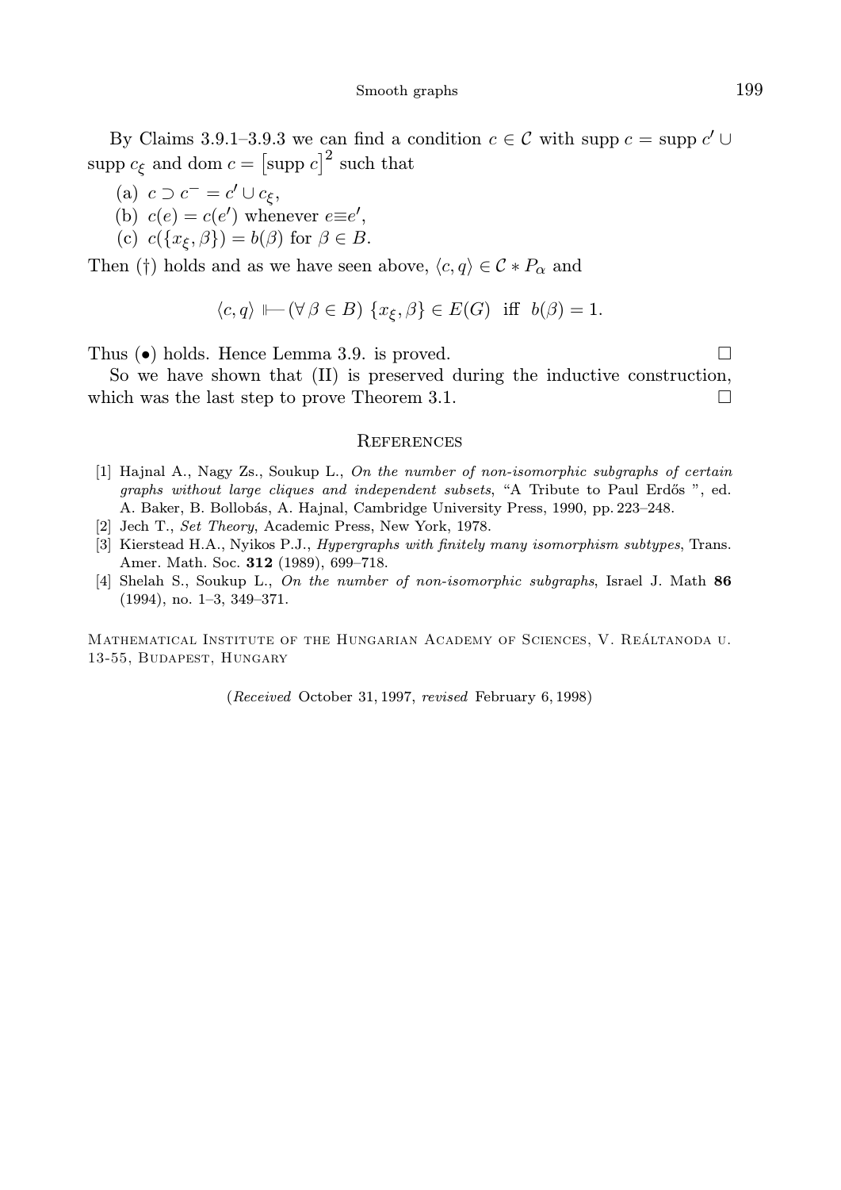By Claims 3.9.1–3.9.3 we can find a condition $c \in \mathcal{C}$ with $\operatorname{supp} c = \operatorname{supp} c' \cup \operatorname{supp} c_\xi$ and $\operatorname{dom} c = \left[\operatorname{supp} c\right]^2$ such that

(a) $c \supset c^- = c' \cup c_\xi$,

(b) $c(e) = c(e')$ whenever $e \equiv e'$,

(c) $c(\{x_\xi, \beta\}) = b(\beta)$ for $\beta \in B$.

Then (†) holds and as we have seen above, $\langle c, q\rangle \in \mathcal{C} * P_\alpha$ and

$$\langle c, q\rangle \Vdash (\forall\, \beta \in B)\ \{x_\xi, \beta\} \in E(G) \ \text{ iff } \ b(\beta) = 1.$$

Thus (•) holds. Hence Lemma 3.9. is proved. □

So we have shown that (II) is preserved during the inductive construction, which was the last step to prove Theorem 3.1. □

## References

[1] Hajnal A., Nagy Zs., Soukup L., *On the number of non-isomorphic subgraphs of certain graphs without large cliques and independent subsets*, "A Tribute to Paul Erdős ", ed. A. Baker, B. Bollobás, A. Hajnal, Cambridge University Press, 1990, pp. 223–248.

[2] Jech T., *Set Theory*, Academic Press, New York, 1978.

[3] Kierstead H.A., Nyikos P.J., *Hypergraphs with finitely many isomorphism subtypes*, Trans. Amer. Math. Soc. **312** (1989), 699–718.

[4] Shelah S., Soukup L., *On the number of non-isomorphic subgraphs*, Israel J. Math **86** (1994), no. 1–3, 349–371.

Mathematical Institute of the Hungarian Academy of Sciences, V. Reáltanoda u. 13-55, Budapest, Hungary

(*Received* October 31, 1997, *revised* February 6, 1998)